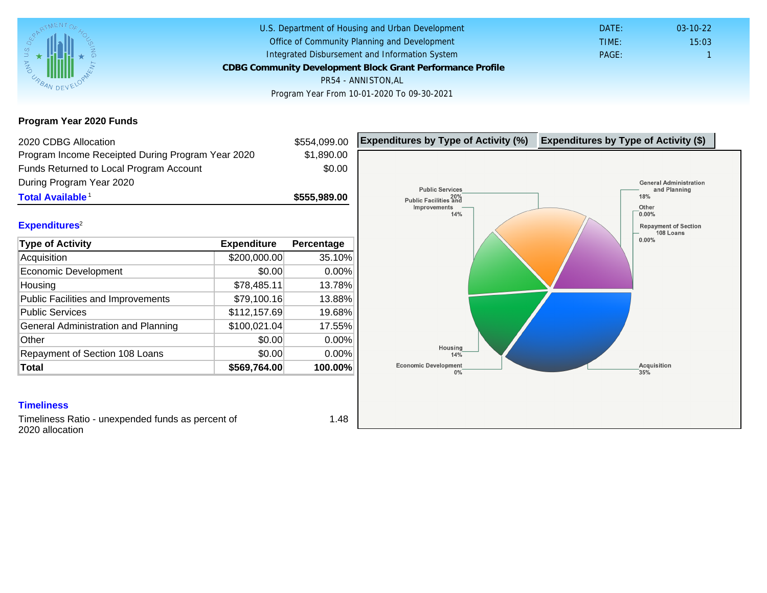U.S. Department of Housing and Urban Development
Office of Community Planning and Development
Integrated Disbursement and Information System

# CDBG Community Development Block Grant Performance Profile

PR54 - ANNISTON,AL

Program Year From 10-01-2020 To 09-30-2021

DATE: 03-10-22
TIME: 15:03
PAGE: 1

## Program Year 2020 Funds

| | |
|---|---|
| 2020 CDBG Allocation | $554,099.00 |
| Program Income Receipted During Program Year 2020 | $1,890.00 |
| Funds Returned to Local Program Account During Program Year 2020 | $0.00 |
| **Total Available**[1] | **$555,989.00** |

## Expenditures[2]

| Type of Activity | Expenditure | Percentage |
|---|---|---|
| Acquisition | $200,000.00 | 35.10% |
| Economic Development | $0.00 | 0.00% |
| Housing | $78,485.11 | 13.78% |
| Public Facilities and Improvements | $79,100.16 | 13.88% |
| Public Services | $112,157.69 | 19.68% |
| General Administration and Planning | $100,021.04 | 17.55% |
| Other | $0.00 | 0.00% |
| Repayment of Section 108 Loans | $0.00 | 0.00% |
| **Total** | **$569,764.00** | **100.00%** |

**Expenditures by Type of Activity (%)** | **Expenditures by Type of Activity ($)**

Public Services 20%
Public Facilities and Improvements 14%
General Administration and Planning 18%
Other 0.00%
Repayment of Section 108 Loans 0.00%
Housing 14%
Economic Development 0%
Acquisition 35%

## Timeliness

Timeliness Ratio - unexpended funds as percent of 2020 allocation: 1.48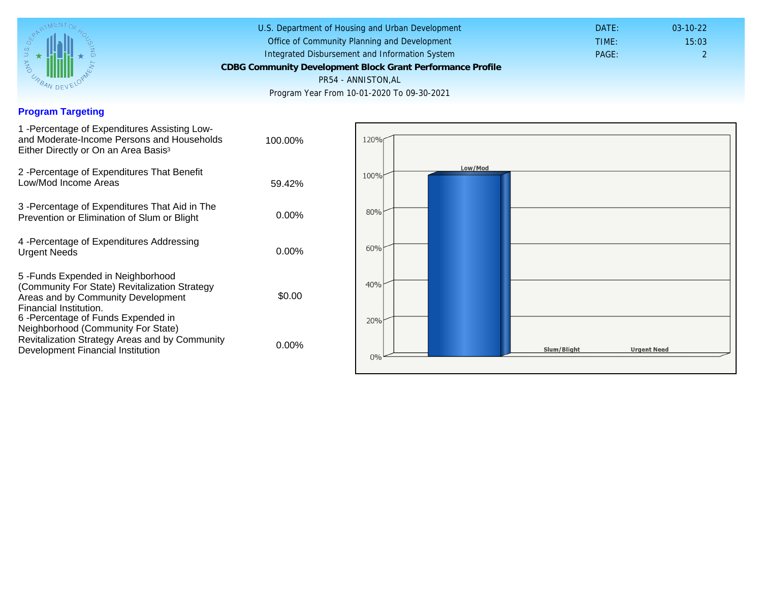U.S. Department of Housing and Urban Development
Office of Community Planning and Development
Integrated Disbursement and Information System
**CDBG Community Development Block Grant Performance Profile**
PR54 - ANNISTON,AL
Program Year From 10-01-2020 To 09-30-2021

DATE: 03-10-22
TIME: 15:03
PAGE: 2

## Program Targeting

| | |
|---|---|
| 1 -Percentage of Expenditures Assisting Low- and Moderate-Income Persons and Households Either Directly or On an Area Basis[3] | 100.00% |
| 2 -Percentage of Expenditures That Benefit Low/Mod Income Areas | 59.42% |
| 3 -Percentage of Expenditures That Aid in The Prevention or Elimination of Slum or Blight | 0.00% |
| 4 -Percentage of Expenditures Addressing Urgent Needs | 0.00% |
| 5 -Funds Expended in Neighborhood (Community For State) Revitalization Strategy Areas and by Community Development Financial Institution. | $0.00 |
| 6 -Percentage of Funds Expended in Neighborhood (Community For State) Revitalization Strategy Areas and by Community Development Financial Institution | 0.00% |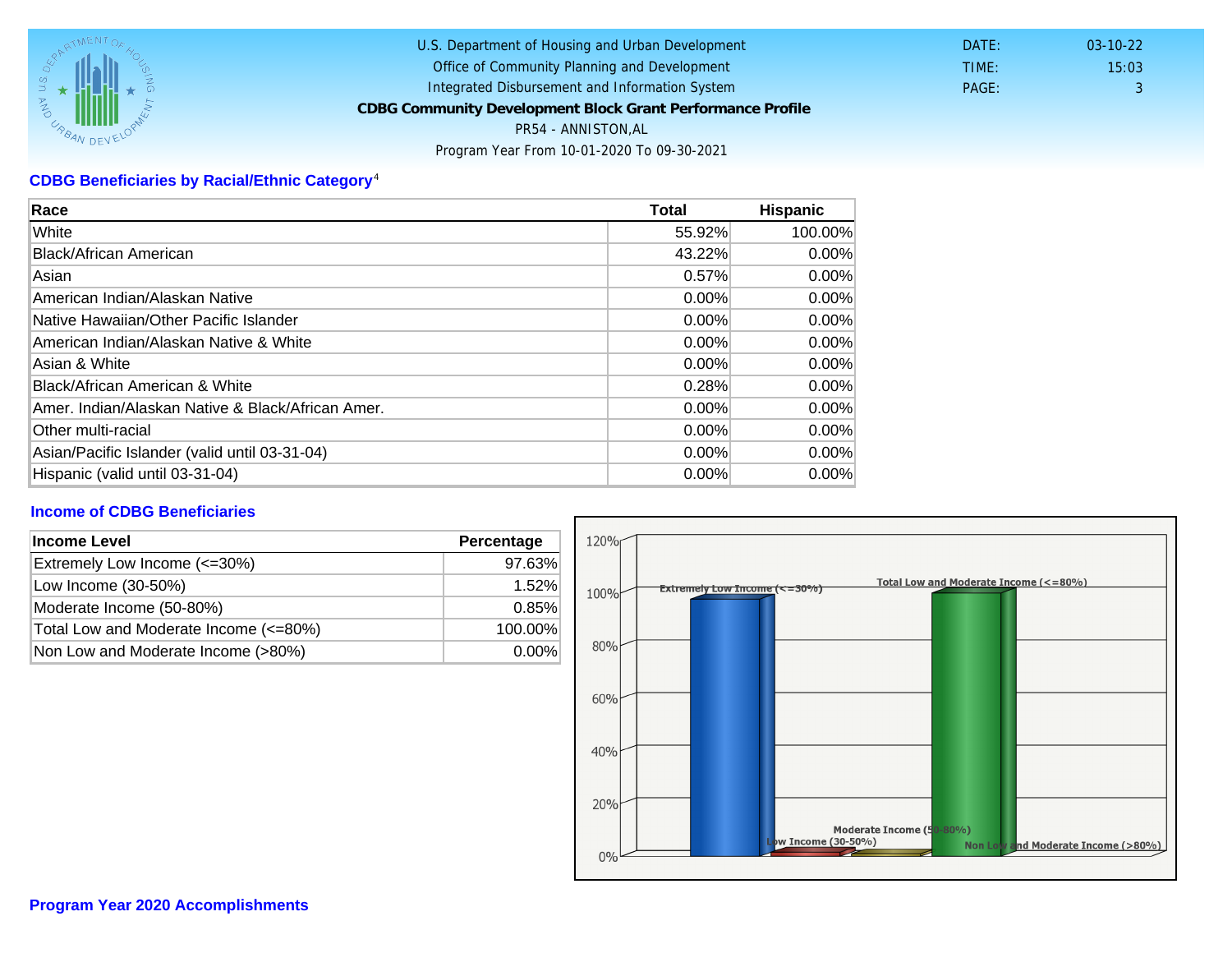U.S. Department of Housing and Urban Development
Office of Community Planning and Development
Integrated Disbursement and Information System
**CDBG Community Development Block Grant Performance Profile**
PR54 - ANNISTON,AL
Program Year From 10-01-2020 To 09-30-2021

DATE: 03-10-22
TIME: 15:03
PAGE: 3

## CDBG Beneficiaries by Racial/Ethnic Category[4]

| Race | Total | Hispanic |
|---|---|---|
| White | 55.92% | 100.00% |
| Black/African American | 43.22% | 0.00% |
| Asian | 0.57% | 0.00% |
| American Indian/Alaskan Native | 0.00% | 0.00% |
| Native Hawaiian/Other Pacific Islander | 0.00% | 0.00% |
| American Indian/Alaskan Native & White | 0.00% | 0.00% |
| Asian & White | 0.00% | 0.00% |
| Black/African American & White | 0.28% | 0.00% |
| Amer. Indian/Alaskan Native & Black/African Amer. | 0.00% | 0.00% |
| Other multi-racial | 0.00% | 0.00% |
| Asian/Pacific Islander (valid until 03-31-04) | 0.00% | 0.00% |
| Hispanic (valid until 03-31-04) | 0.00% | 0.00% |

## Income of CDBG Beneficiaries

| Income Level | Percentage |
|---|---|
| Extremely Low Income (<=30%) | 97.63% |
| Low Income (30-50%) | 1.52% |
| Moderate Income (50-80%) | 0.85% |
| Total Low and Moderate Income (<=80%) | 100.00% |
| Non Low and Moderate Income (>80%) | 0.00% |

## Program Year 2020 Accomplishments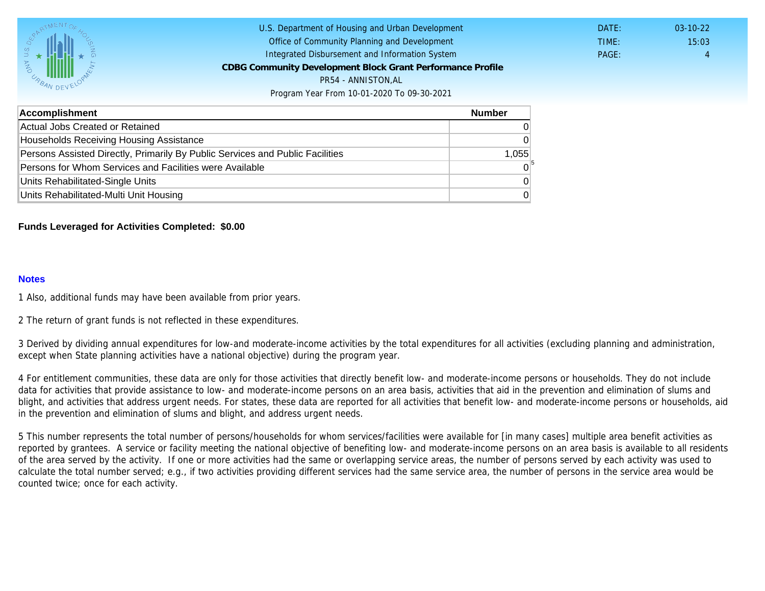U.S. Department of Housing and Urban Development
Office of Community Planning and Development
Integrated Disbursement and Information System
**CDBG Community Development Block Grant Performance Profile**
PR54 - ANNISTON,AL
Program Year From 10-01-2020 To 09-30-2021

DATE: 03-10-22
TIME: 15:03

| Accomplishment | Number |
|---|---|
| Actual Jobs Created or Retained | 0 |
| Households Receiving Housing Assistance | 0 |
| Persons Assisted Directly, Primarily By Public Services and Public Facilities | 1,055 |
| Persons for Whom Services and Facilities were Available | 0 [5] |
| Units Rehabilitated-Single Units | 0 |
| Units Rehabilitated-Multi Unit Housing | 0 |

**Funds Leveraged for Activities Completed: $0.00**

## Notes

1 Also, additional funds may have been available from prior years.

2 The return of grant funds is not reflected in these expenditures.

3 Derived by dividing annual expenditures for low-and moderate-income activities by the total expenditures for all activities (excluding planning and administration, except when State planning activities have a national objective) during the program year.

4 For entitlement communities, these data are only for those activities that directly benefit low- and moderate-income persons or households. They do not include data for activities that provide assistance to low- and moderate-income persons on an area basis, activities that aid in the prevention and elimination of slums and blight, and activities that address urgent needs. For states, these data are reported for all activities that benefit low- and moderate-income persons or households, aid in the prevention and elimination of slums and blight, and address urgent needs.

5 This number represents the total number of persons/households for whom services/facilities were available for [in many cases] multiple area benefit activities as reported by grantees. A service or facility meeting the national objective of benefiting low- and moderate-income persons on an area basis is available to all residents of the area served by the activity. If one or more activities had the same or overlapping service areas, the number of persons served by each activity was used to calculate the total number served; e.g., if two activities providing different services had the same service area, the number of persons in the service area would be counted twice; once for each activity.